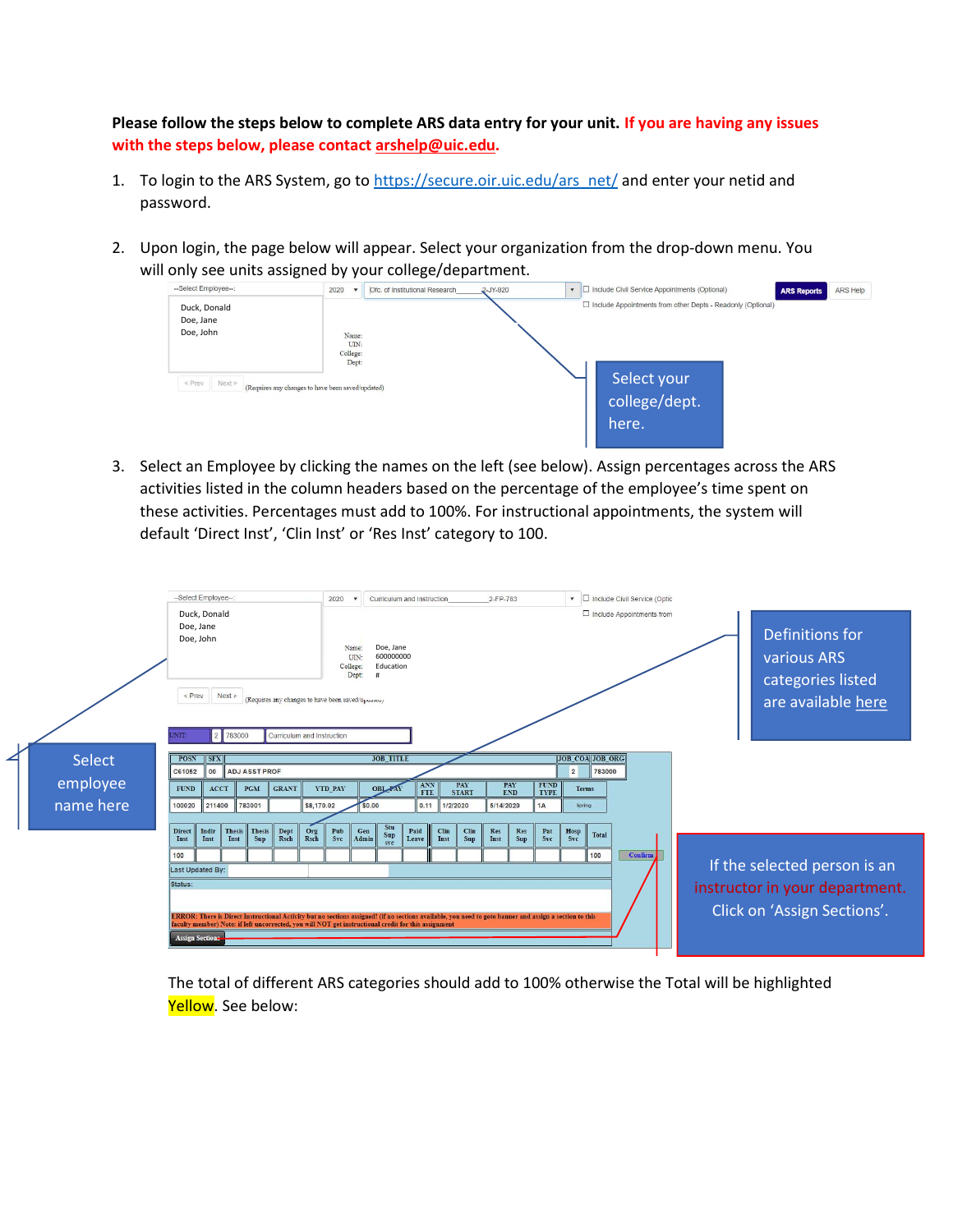**Please follow the steps below to complete ARS data entry for your unit. If you are having any issues with the steps below, please contact arshelp@uic.edu.**

1. To login to the ARS System, go to https://secure.oir.uic.edu/ars_net/ and enter your netid and password.

2. Upon login, the page below will appear. Select your organization from the drop-down menu. You will only see units assigned by your college/department.

3. Select an Employee by clicking the names on the left (see below). Assign percentages across the ARS activities listed in the column headers based on the percentage of the employee's time spent on these activities. Percentages must add to 100%. For instructional appointments, the system will default 'Direct Inst', 'Clin Inst' or 'Res Inst' category to 100.

The total of different ARS categories should add to 100% otherwise the Total will be highlighted Yellow. See below: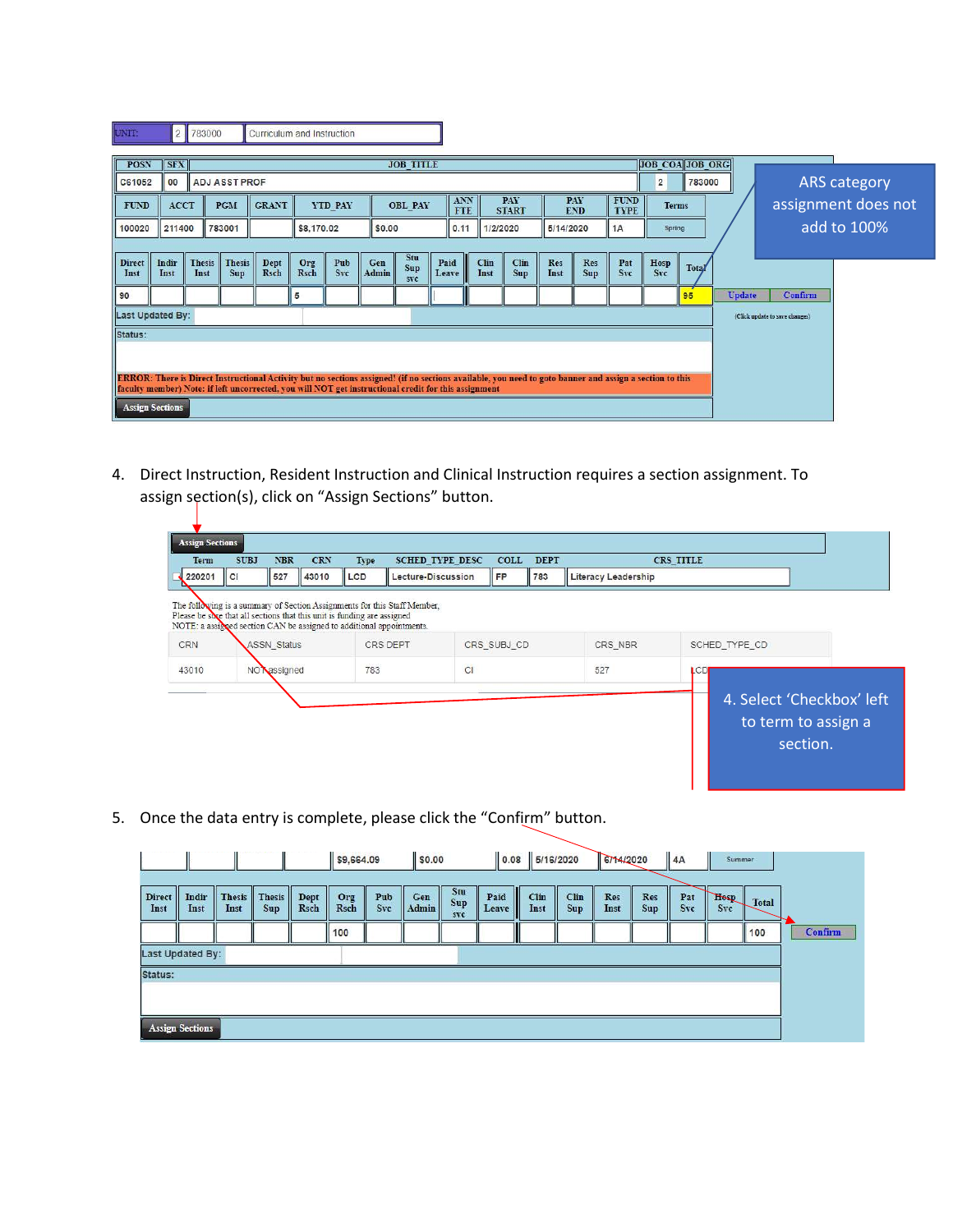| UNIT: | 2 | 783000 | Curriculum and Instruction |
|---|---|---|---|

| POSN | SFX | JOB_TITLE | JOB_COA | JOB_ORG |
|---|---|---|---|---|
| C61052 | 00 | ADJ ASST PROF | 2 | 783000 |

| FUND | ACCT | PGM | GRANT | YTD_PAY | OBL_PAY | ANN FTE | PAY START | PAY END | FUND TYPE | Terms |
|---|---|---|---|---|---|---|---|---|---|---|
| 100020 | 211400 | 783001 | | $8,170.02 | $0.00 | 0.11 | 1/2/2020 | 5/14/2020 | 1A | Spring |

| Direct Inst | Indir Inst | Thesis Inst | Thesis Sup | Dept Rsch | Org Rsch | Pub Svc | Gen Admin | Stu Sup svc | Paid Leave | Clin Inst | Clin Sup | Res Inst | Res Sup | Pat Svc | Hosp Svc | Total |
|---|---|---|---|---|---|---|---|---|---|---|---|---|---|---|---|---|
| 90 | | | | | 5 | | | | | | | | | | | 95 |

Update | Confirm

(Click update to save changes)

ARS category assignment does not add to 100%

Last Updated By:

Status:

ERROR: There is Direct Instructional Activity but no sections assigned! (if no sections available, you need to goto banner and assign a section to this faculty member) Note: if left uncorrected, you will NOT get instructional credit for this assignment

Assign Sections

4. Direct Instruction, Resident Instruction and Clinical Instruction requires a section assignment. To assign section(s), click on "Assign Sections" button.

Assign Sections

| | Term | SUBJ | NBR | CRN | Type | SCHED_TYPE_DESC | COLL | DEPT | CRS_TITLE |
|---|---|---|---|---|---|---|---|---|---|
| ☐ | 220201 | CI | 527 | 43010 | LCD | Lecture-Discussion | FP | 783 | Literacy Leadership |

The following is a summary of Section Assignments for this Staff Member,
Please be sure that all sections that this unit is funding are assigned
NOTE: a assigned section CAN be assigned to additional appointments.

| CRN | ASSN_Status | CRS DEPT | CRS_SUBJ_CD | CRS_NBR | SCHED_TYPE_CD |
|---|---|---|---|---|---|
| 43010 | NOT assigned | 783 | CI | 527 | LCD |

4. Select 'Checkbox' left to term to assign a section.

5. Once the data entry is complete, please click the "Confirm" button.

| | | | | | | | | | | |
|---|---|---|---|---|---|---|---|---|---|---|
| | | | | $9,664.09 | $0.00 | 0.08 | 5/18/2020 | 6/14/2020 | 4A | Summer |

| Direct Inst | Indir Inst | Thesis Inst | Thesis Sup | Dept Rsch | Org Rsch | Pub Svc | Gen Admin | Stu Sup svc | Paid Leave | Clin Inst | Clin Sup | Res Inst | Res Sup | Pat Svc | Hosp Svc | Total |
|---|---|---|---|---|---|---|---|---|---|---|---|---|---|---|---|---|
| | | | | | 100 | | | | | | | | | | | 100 |

Confirm

Last Updated By:

Status:

Assign Sections